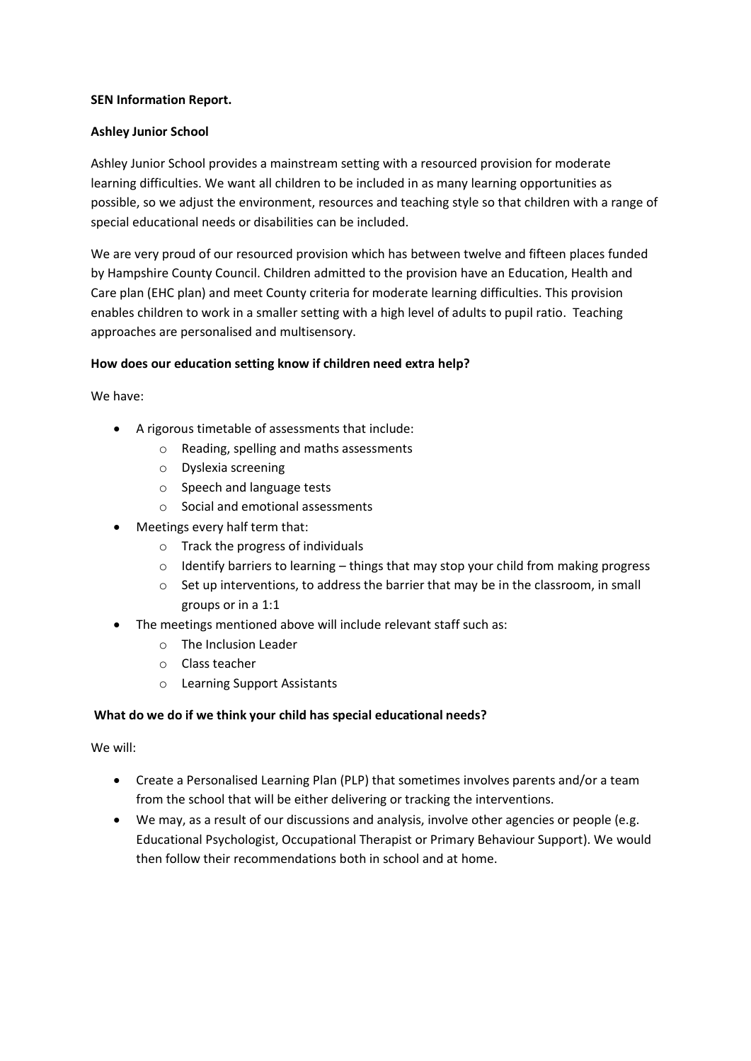**SEN Information Report.**

**Ashley Junior School**

Ashley Junior School provides a mainstream setting with a resourced provision for moderate learning difficulties. We want all children to be included in as many learning opportunities as possible, so we adjust the environment, resources and teaching style so that children with a range of special educational needs or disabilities can be included.

We are very proud of our resourced provision which has between twelve and fifteen places funded by Hampshire County Council. Children admitted to the provision have an Education, Health and Care plan (EHC plan) and meet County criteria for moderate learning difficulties. This provision enables children to work in a smaller setting with a high level of adults to pupil ratio. Teaching approaches are personalised and multisensory.

**How does our education setting know if children need extra help?**

We have:

- A rigorous timetable of assessments that include:
  - Reading, spelling and maths assessments
  - Dyslexia screening
  - Speech and language tests
  - Social and emotional assessments
- Meetings every half term that:
  - Track the progress of individuals
  - Identify barriers to learning – things that may stop your child from making progress
  - Set up interventions, to address the barrier that may be in the classroom, in small groups or in a 1:1
- The meetings mentioned above will include relevant staff such as:
  - The Inclusion Leader
  - Class teacher
  - Learning Support Assistants

**What do we do if we think your child has special educational needs?**

We will:

- Create a Personalised Learning Plan (PLP) that sometimes involves parents and/or a team from the school that will be either delivering or tracking the interventions.
- We may, as a result of our discussions and analysis, involve other agencies or people (e.g. Educational Psychologist, Occupational Therapist or Primary Behaviour Support). We would then follow their recommendations both in school and at home.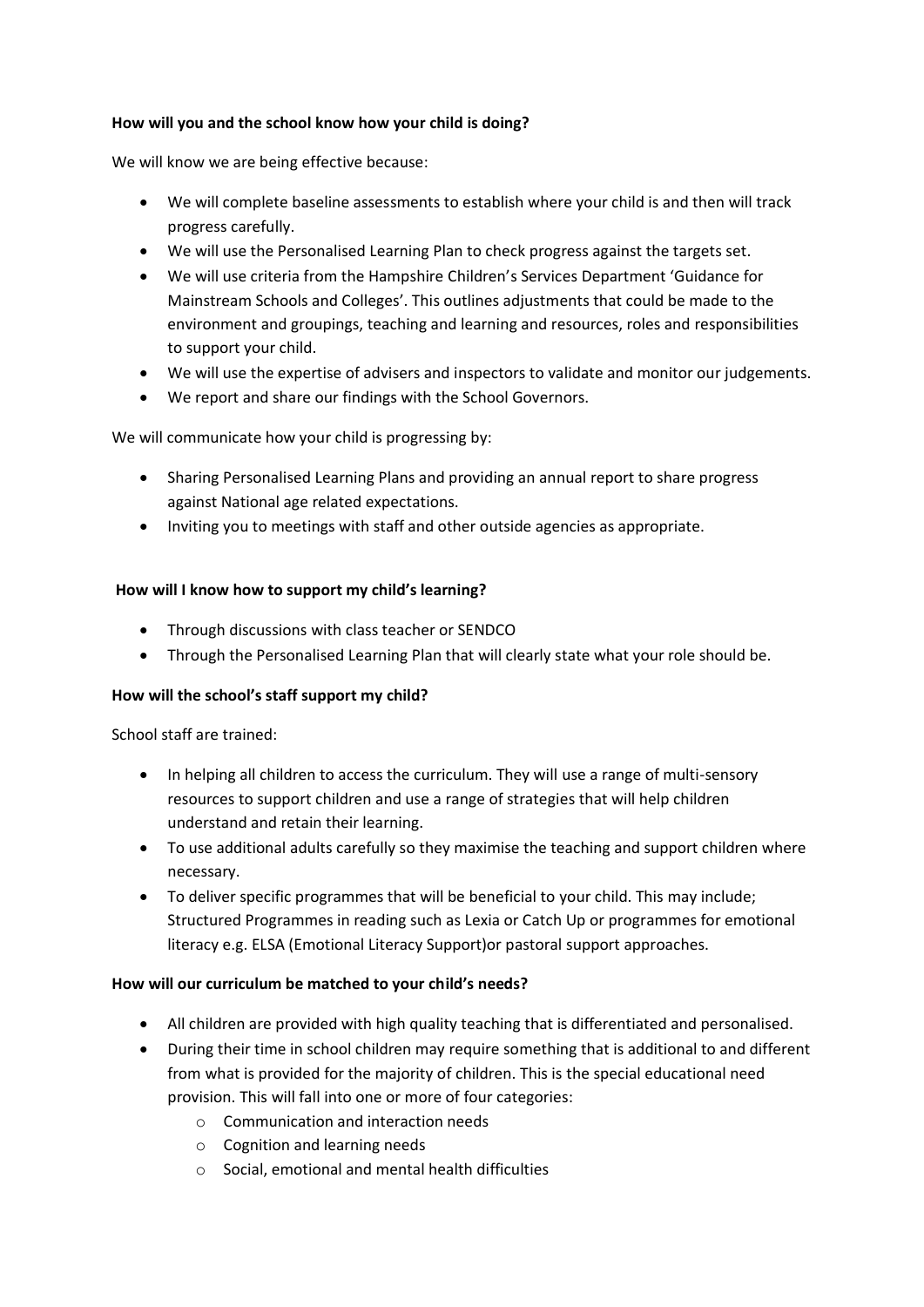**How will you and the school know how your child is doing?**

We will know we are being effective because:

- We will complete baseline assessments to establish where your child is and then will track progress carefully.
- We will use the Personalised Learning Plan to check progress against the targets set.
- We will use criteria from the Hampshire Children's Services Department 'Guidance for Mainstream Schools and Colleges'. This outlines adjustments that could be made to the environment and groupings, teaching and learning and resources, roles and responsibilities to support your child.
- We will use the expertise of advisers and inspectors to validate and monitor our judgements.
- We report and share our findings with the School Governors.

We will communicate how your child is progressing by:

- Sharing Personalised Learning Plans and providing an annual report to share progress against National age related expectations.
- Inviting you to meetings with staff and other outside agencies as appropriate.

**How will I know how to support my child's learning?**

- Through discussions with class teacher or SENDCO
- Through the Personalised Learning Plan that will clearly state what your role should be.

**How will the school's staff support my child?**

School staff are trained:

- In helping all children to access the curriculum. They will use a range of multi-sensory resources to support children and use a range of strategies that will help children understand and retain their learning.
- To use additional adults carefully so they maximise the teaching and support children where necessary.
- To deliver specific programmes that will be beneficial to your child. This may include; Structured Programmes in reading such as Lexia or Catch Up or programmes for emotional literacy e.g. ELSA (Emotional Literacy Support)or pastoral support approaches.

**How will our curriculum be matched to your child's needs?**

- All children are provided with high quality teaching that is differentiated and personalised.
- During their time in school children may require something that is additional to and different from what is provided for the majority of children. This is the special educational need provision. This will fall into one or more of four categories:
  - Communication and interaction needs
  - Cognition and learning needs
  - Social, emotional and mental health difficulties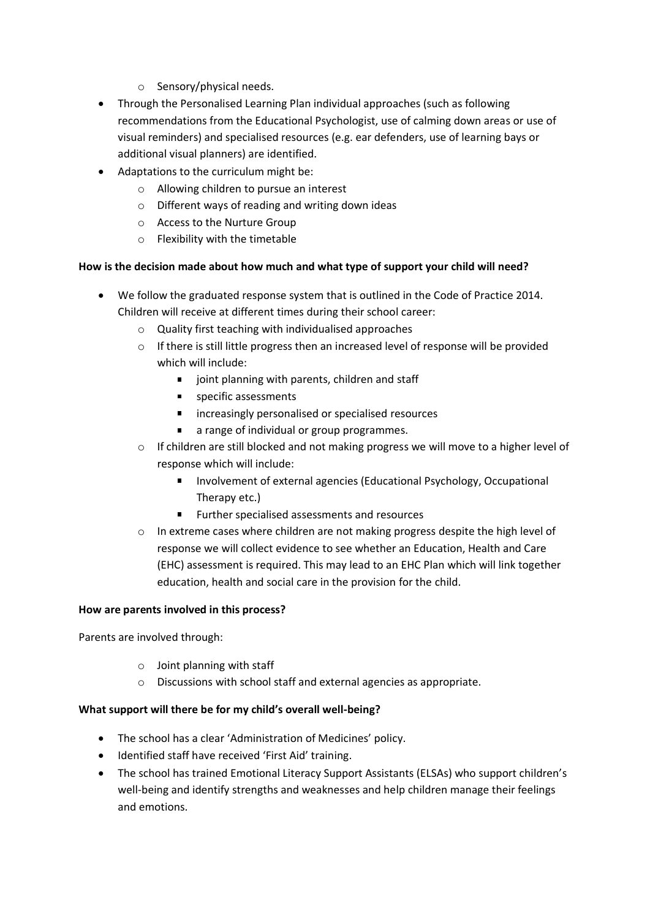- Sensory/physical needs.
- Through the Personalised Learning Plan individual approaches (such as following recommendations from the Educational Psychologist, use of calming down areas or use of visual reminders) and specialised resources (e.g. ear defenders, use of learning bays or additional visual planners) are identified.
- Adaptations to the curriculum might be:
  - Allowing children to pursue an interest
  - Different ways of reading and writing down ideas
  - Access to the Nurture Group
  - Flexibility with the timetable

**How is the decision made about how much and what type of support your child will need?**

- We follow the graduated response system that is outlined in the Code of Practice 2014. Children will receive at different times during their school career:
  - Quality first teaching with individualised approaches
  - If there is still little progress then an increased level of response will be provided which will include:
    - joint planning with parents, children and staff
    - specific assessments
    - increasingly personalised or specialised resources
    - a range of individual or group programmes.
  - If children are still blocked and not making progress we will move to a higher level of response which will include:
    - Involvement of external agencies (Educational Psychology, Occupational Therapy etc.)
    - Further specialised assessments and resources
  - In extreme cases where children are not making progress despite the high level of response we will collect evidence to see whether an Education, Health and Care (EHC) assessment is required. This may lead to an EHC Plan which will link together education, health and social care in the provision for the child.

**How are parents involved in this process?**

Parents are involved through:

- Joint planning with staff
- Discussions with school staff and external agencies as appropriate.

**What support will there be for my child's overall well-being?**

- The school has a clear 'Administration of Medicines' policy.
- Identified staff have received 'First Aid' training.
- The school has trained Emotional Literacy Support Assistants (ELSAs) who support children's well-being and identify strengths and weaknesses and help children manage their feelings and emotions.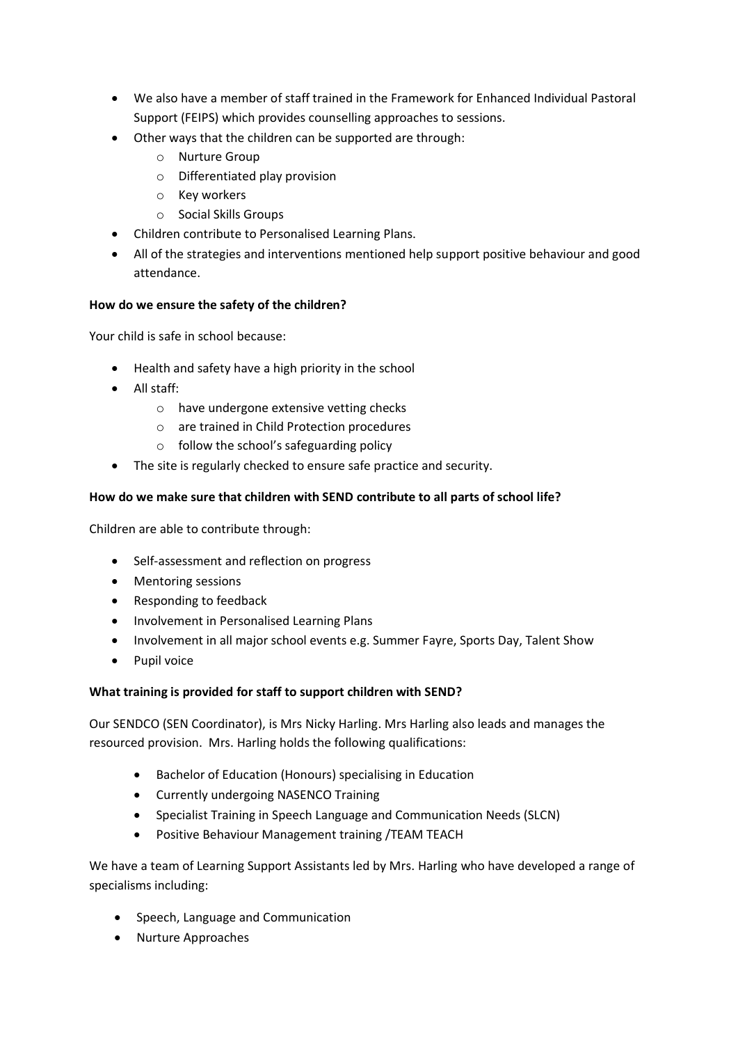- We also have a member of staff trained in the Framework for Enhanced Individual Pastoral Support (FEIPS) which provides counselling approaches to sessions.
- Other ways that the children can be supported are through:
  - Nurture Group
  - Differentiated play provision
  - Key workers
  - Social Skills Groups
- Children contribute to Personalised Learning Plans.
- All of the strategies and interventions mentioned help support positive behaviour and good attendance.

**How do we ensure the safety of the children?**

Your child is safe in school because:

- Health and safety have a high priority in the school
- All staff:
  - have undergone extensive vetting checks
  - are trained in Child Protection procedures
  - follow the school's safeguarding policy
- The site is regularly checked to ensure safe practice and security.

**How do we make sure that children with SEND contribute to all parts of school life?**

Children are able to contribute through:

- Self-assessment and reflection on progress
- Mentoring sessions
- Responding to feedback
- Involvement in Personalised Learning Plans
- Involvement in all major school events e.g. Summer Fayre, Sports Day, Talent Show
- Pupil voice

**What training is provided for staff to support children with SEND?**

Our SENDCO (SEN Coordinator), is Mrs Nicky Harling. Mrs Harling also leads and manages the resourced provision. Mrs. Harling holds the following qualifications:

- Bachelor of Education (Honours) specialising in Education
- Currently undergoing NASENCO Training
- Specialist Training in Speech Language and Communication Needs (SLCN)
- Positive Behaviour Management training /TEAM TEACH

We have a team of Learning Support Assistants led by Mrs. Harling who have developed a range of specialisms including:

- Speech, Language and Communication
- Nurture Approaches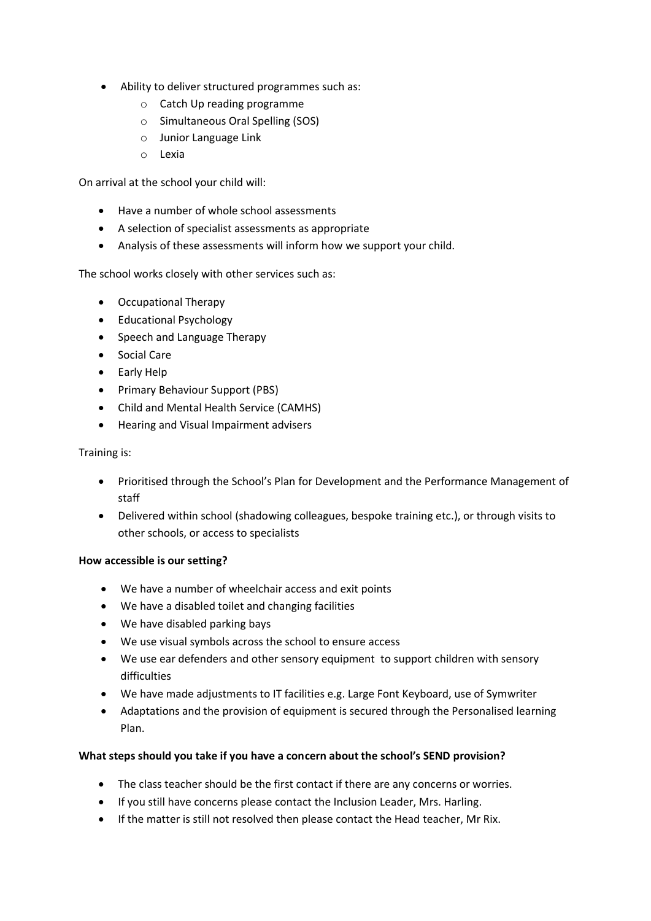- Ability to deliver structured programmes such as:
  - Catch Up reading programme
  - Simultaneous Oral Spelling (SOS)
  - Junior Language Link
  - Lexia

On arrival at the school your child will:

- Have a number of whole school assessments
- A selection of specialist assessments as appropriate
- Analysis of these assessments will inform how we support your child.

The school works closely with other services such as:

- Occupational Therapy
- Educational Psychology
- Speech and Language Therapy
- Social Care
- Early Help
- Primary Behaviour Support (PBS)
- Child and Mental Health Service (CAMHS)
- Hearing and Visual Impairment advisers

Training is:

- Prioritised through the School's Plan for Development and the Performance Management of staff
- Delivered within school (shadowing colleagues, bespoke training etc.), or through visits to other schools, or access to specialists

**How accessible is our setting?**

- We have a number of wheelchair access and exit points
- We have a disabled toilet and changing facilities
- We have disabled parking bays
- We use visual symbols across the school to ensure access
- We use ear defenders and other sensory equipment to support children with sensory difficulties
- We have made adjustments to IT facilities e.g. Large Font Keyboard, use of Symwriter
- Adaptations and the provision of equipment is secured through the Personalised learning Plan.

**What steps should you take if you have a concern about the school's SEND provision?**

- The class teacher should be the first contact if there are any concerns or worries.
- If you still have concerns please contact the Inclusion Leader, Mrs. Harling.
- If the matter is still not resolved then please contact the Head teacher, Mr Rix.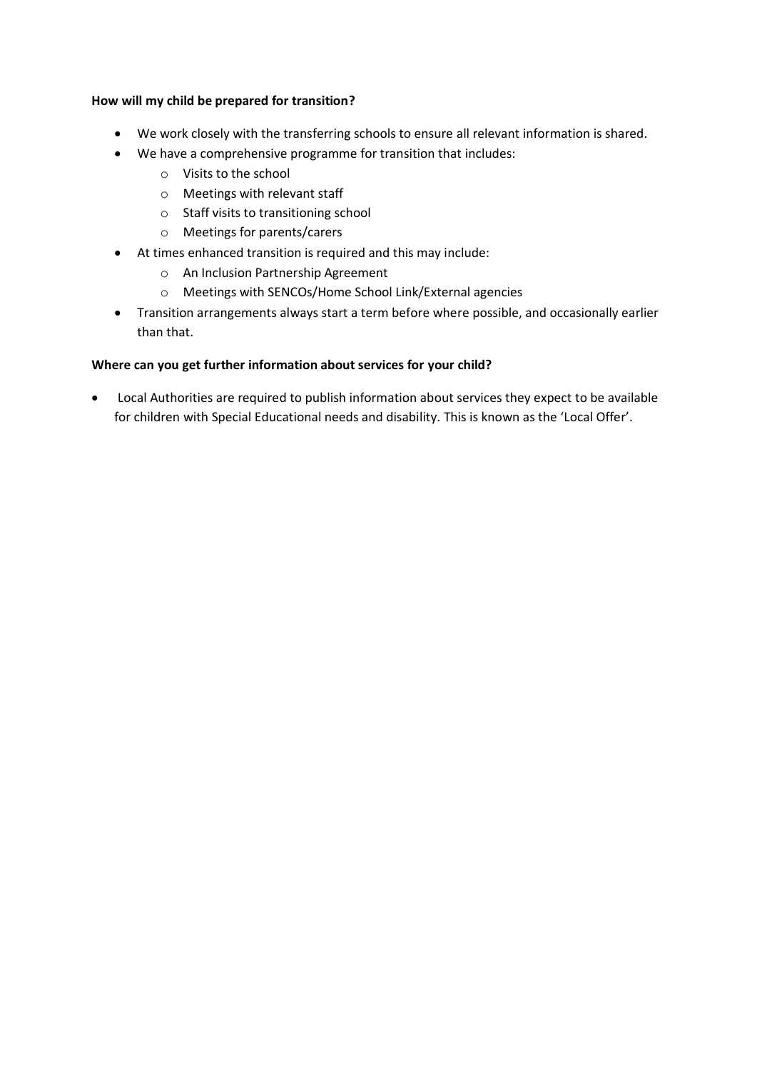**How will my child be prepared for transition?**

- We work closely with the transferring schools to ensure all relevant information is shared.
- We have a comprehensive programme for transition that includes:
  - Visits to the school
  - Meetings with relevant staff
  - Staff visits to transitioning school
  - Meetings for parents/carers
- At times enhanced transition is required and this may include:
  - An Inclusion Partnership Agreement
  - Meetings with SENCOs/Home School Link/External agencies
- Transition arrangements always start a term before where possible, and occasionally earlier than that.

**Where can you get further information about services for your child?**

- Local Authorities are required to publish information about services they expect to be available for children with Special Educational needs and disability. This is known as the 'Local Offer'.